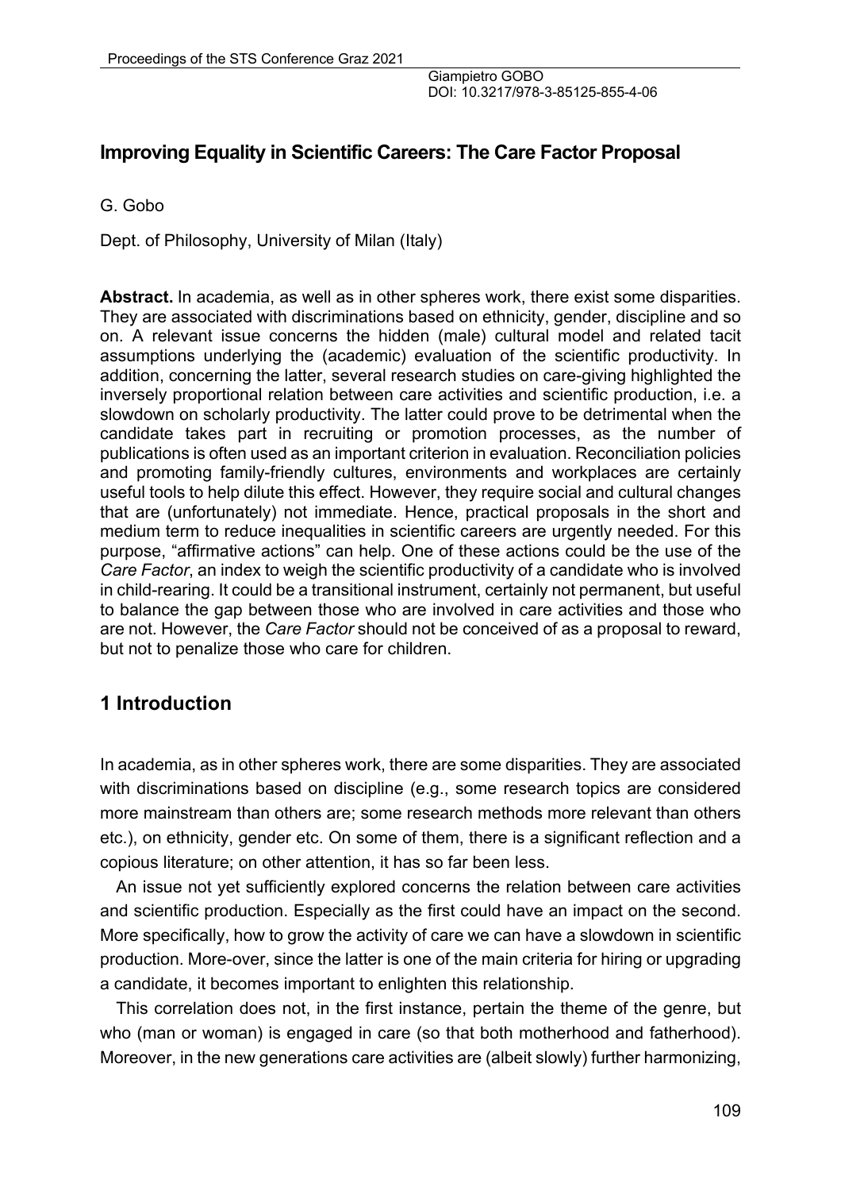Giampietro GOBO
DOI: 10.3217/978-3-85125-855-4-06

## Improving Equality in Scientific Careers: The Care Factor Proposal

G. Gobo

Dept. of Philosophy, University of Milan (Italy)

**Abstract.** In academia, as well as in other spheres work, there exist some disparities. They are associated with discriminations based on ethnicity, gender, discipline and so on. A relevant issue concerns the hidden (male) cultural model and related tacit assumptions underlying the (academic) evaluation of the scientific productivity. In addition, concerning the latter, several research studies on care-giving highlighted the inversely proportional relation between care activities and scientific production, i.e. a slowdown on scholarly productivity. The latter could prove to be detrimental when the candidate takes part in recruiting or promotion processes, as the number of publications is often used as an important criterion in evaluation. Reconciliation policies and promoting family-friendly cultures, environments and workplaces are certainly useful tools to help dilute this effect. However, they require social and cultural changes that are (unfortunately) not immediate. Hence, practical proposals in the short and medium term to reduce inequalities in scientific careers are urgently needed. For this purpose, "affirmative actions" can help. One of these actions could be the use of the *Care Factor*, an index to weigh the scientific productivity of a candidate who is involved in child-rearing. It could be a transitional instrument, certainly not permanent, but useful to balance the gap between those who are involved in care activities and those who are not. However, the *Care Factor* should not be conceived of as a proposal to reward, but not to penalize those who care for children.

## 1 Introduction

In academia, as in other spheres work, there are some disparities. They are associated with discriminations based on discipline (e.g., some research topics are considered more mainstream than others are; some research methods more relevant than others etc.), on ethnicity, gender etc. On some of them, there is a significant reflection and a copious literature; on other attention, it has so far been less.

An issue not yet sufficiently explored concerns the relation between care activities and scientific production. Especially as the first could have an impact on the second. More specifically, how to grow the activity of care we can have a slowdown in scientific production. More-over, since the latter is one of the main criteria for hiring or upgrading a candidate, it becomes important to enlighten this relationship.

This correlation does not, in the first instance, pertain the theme of the genre, but who (man or woman) is engaged in care (so that both motherhood and fatherhood). Moreover, in the new generations care activities are (albeit slowly) further harmonizing,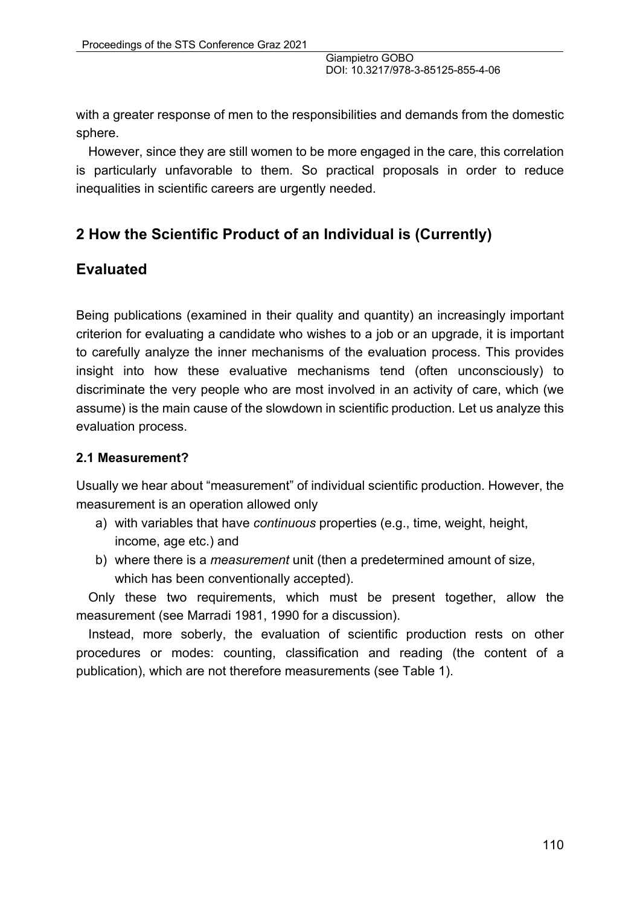with a greater response of men to the responsibilities and demands from the domestic sphere.

However, since they are still women to be more engaged in the care, this correlation is particularly unfavorable to them. So practical proposals in order to reduce inequalities in scientific careers are urgently needed.

## 2 How the Scientific Product of an Individual is (Currently) Evaluated

Being publications (examined in their quality and quantity) an increasingly important criterion for evaluating a candidate who wishes to a job or an upgrade, it is important to carefully analyze the inner mechanisms of the evaluation process. This provides insight into how these evaluative mechanisms tend (often unconsciously) to discriminate the very people who are most involved in an activity of care, which (we assume) is the main cause of the slowdown in scientific production. Let us analyze this evaluation process.

### 2.1 Measurement?

Usually we hear about "measurement" of individual scientific production. However, the measurement is an operation allowed only

a) with variables that have *continuous* properties (e.g., time, weight, height, income, age etc.) and
b) where there is a *measurement* unit (then a predetermined amount of size, which has been conventionally accepted).

Only these two requirements, which must be present together, allow the measurement (see Marradi 1981, 1990 for a discussion).

Instead, more soberly, the evaluation of scientific production rests on other procedures or modes: counting, classification and reading (the content of a publication), which are not therefore measurements (see Table 1).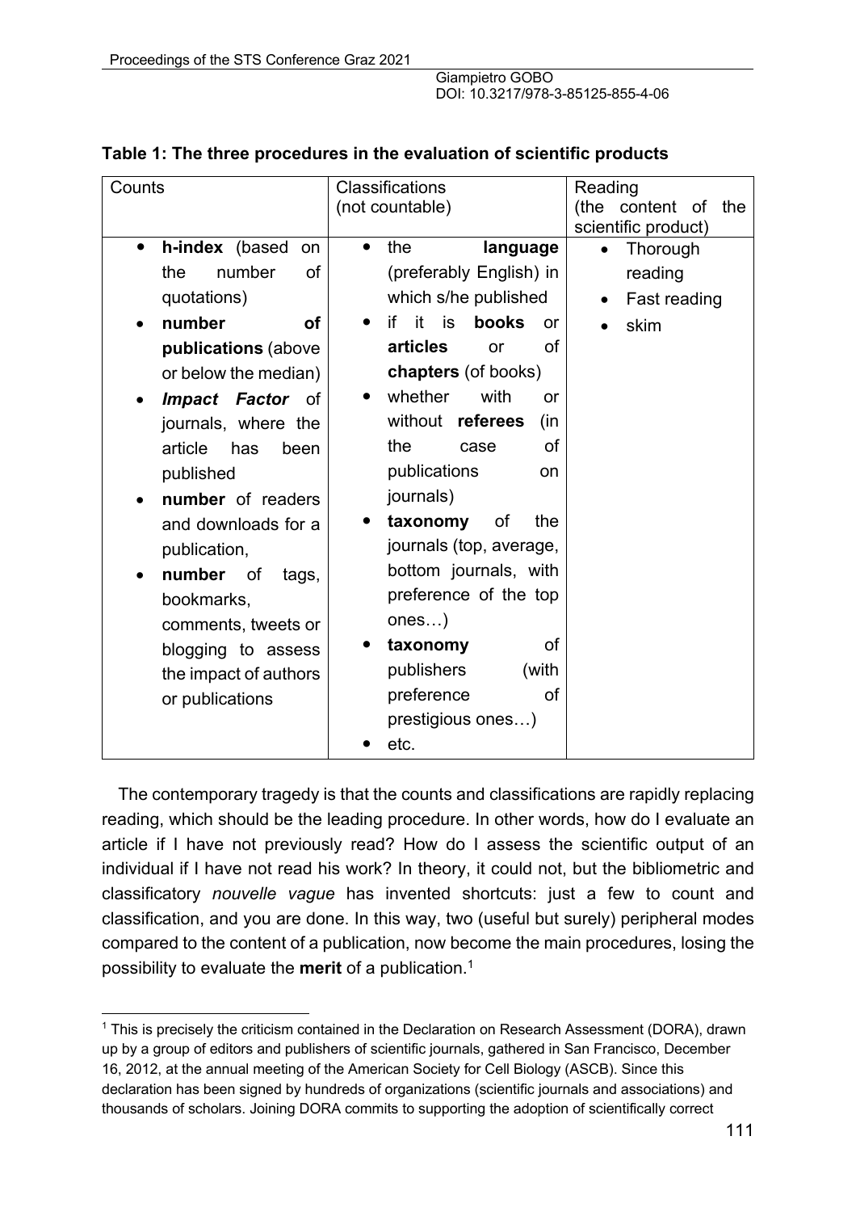**Table 1: The three procedures in the evaluation of scientific products**

| Counts | Classifications (not countable) | Reading (the content of the scientific product) |
|---|---|---|
| • **h-index** (based on the number of quotations)<br>• **number of publications** (above or below the median)<br>• ***Impact Factor*** of journals, where the article has been published<br>• **number** of readers and downloads for a publication,<br>• **number** of tags, bookmarks, comments, tweets or blogging to assess the impact of authors or publications | • the **language** (preferably English) in which s/he published<br>• if it is **books** or **articles** or of **chapters** (of books)<br>• whether with or without **referees** (in the case of publications on journals)<br>• **taxonomy** of the journals (top, average, bottom journals, with preference of the top ones…)<br>• **taxonomy** of publishers (with preference of prestigious ones…)<br>• etc. | • Thorough reading<br>• Fast reading<br>• skim |

The contemporary tragedy is that the counts and classifications are rapidly replacing reading, which should be the leading procedure. In other words, how do I evaluate an article if I have not previously read? How do I assess the scientific output of an individual if I have not read his work? In theory, it could not, but the bibliometric and classificatory *nouvelle vague* has invented shortcuts: just a few to count and classification, and you are done. In this way, two (useful but surely) peripheral modes compared to the content of a publication, now become the main procedures, losing the possibility to evaluate the **merit** of a publication.[1]

[1] This is precisely the criticism contained in the Declaration on Research Assessment (DORA), drawn up by a group of editors and publishers of scientific journals, gathered in San Francisco, December 16, 2012, at the annual meeting of the American Society for Cell Biology (ASCB). Since this declaration has been signed by hundreds of organizations (scientific journals and associations) and thousands of scholars. Joining DORA commits to supporting the adoption of scientifically correct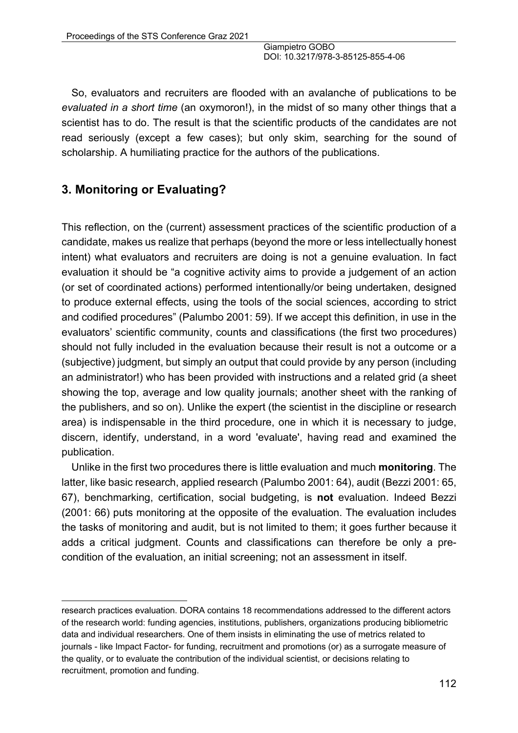So, evaluators and recruiters are flooded with an avalanche of publications to be *evaluated in a short time* (an oxymoron!), in the midst of so many other things that a scientist has to do. The result is that the scientific products of the candidates are not read seriously (except a few cases); but only skim, searching for the sound of scholarship. A humiliating practice for the authors of the publications.

## 3. Monitoring or Evaluating?

This reflection, on the (current) assessment practices of the scientific production of a candidate, makes us realize that perhaps (beyond the more or less intellectually honest intent) what evaluators and recruiters are doing is not a genuine evaluation. In fact evaluation it should be "a cognitive activity aims to provide a judgement of an action (or set of coordinated actions) performed intentionally/or being undertaken, designed to produce external effects, using the tools of the social sciences, according to strict and codified procedures" (Palumbo 2001: 59). If we accept this definition, in use in the evaluators' scientific community, counts and classifications (the first two procedures) should not fully included in the evaluation because their result is not a outcome or a (subjective) judgment, but simply an output that could provide by any person (including an administrator!) who has been provided with instructions and a related grid (a sheet showing the top, average and low quality journals; another sheet with the ranking of the publishers, and so on). Unlike the expert (the scientist in the discipline or research area) is indispensable in the third procedure, one in which it is necessary to judge, discern, identify, understand, in a word 'evaluate', having read and examined the publication.

Unlike in the first two procedures there is little evaluation and much **monitoring**. The latter, like basic research, applied research (Palumbo 2001: 64), audit (Bezzi 2001: 65, 67), benchmarking, certification, social budgeting, is **not** evaluation. Indeed Bezzi (2001: 66) puts monitoring at the opposite of the evaluation. The evaluation includes the tasks of monitoring and audit, but is not limited to them; it goes further because it adds a critical judgment. Counts and classifications can therefore be only a pre-condition of the evaluation, an initial screening; not an assessment in itself.

---

research practices evaluation. DORA contains 18 recommendations addressed to the different actors of the research world: funding agencies, institutions, publishers, organizations producing bibliometric data and individual researchers. One of them insists in eliminating the use of metrics related to journals - like Impact Factor- for funding, recruitment and promotions (or) as a surrogate measure of the quality, or to evaluate the contribution of the individual scientist, or decisions relating to recruitment, promotion and funding.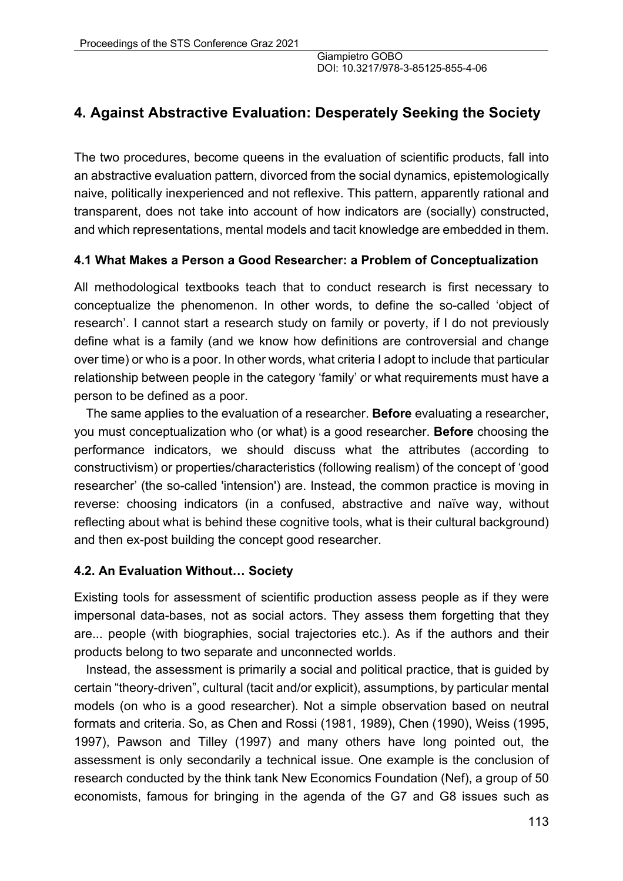## 4. Against Abstractive Evaluation: Desperately Seeking the Society

The two procedures, become queens in the evaluation of scientific products, fall into an abstractive evaluation pattern, divorced from the social dynamics, epistemologically naive, politically inexperienced and not reflexive. This pattern, apparently rational and transparent, does not take into account of how indicators are (socially) constructed, and which representations, mental models and tacit knowledge are embedded in them.

### 4.1 What Makes a Person a Good Researcher: a Problem of Conceptualization

All methodological textbooks teach that to conduct research is first necessary to conceptualize the phenomenon. In other words, to define the so-called 'object of research'. I cannot start a research study on family or poverty, if I do not previously define what is a family (and we know how definitions are controversial and change over time) or who is a poor. In other words, what criteria I adopt to include that particular relationship between people in the category 'family' or what requirements must have a person to be defined as a poor.

The same applies to the evaluation of a researcher. **Before** evaluating a researcher, you must conceptualization who (or what) is a good researcher. **Before** choosing the performance indicators, we should discuss what the attributes (according to constructivism) or properties/characteristics (following realism) of the concept of 'good researcher' (the so-called 'intension') are. Instead, the common practice is moving in reverse: choosing indicators (in a confused, abstractive and naïve way, without reflecting about what is behind these cognitive tools, what is their cultural background) and then ex-post building the concept good researcher.

### 4.2. An Evaluation Without… Society

Existing tools for assessment of scientific production assess people as if they were impersonal data-bases, not as social actors. They assess them forgetting that they are... people (with biographies, social trajectories etc.). As if the authors and their products belong to two separate and unconnected worlds.

Instead, the assessment is primarily a social and political practice, that is guided by certain "theory-driven", cultural (tacit and/or explicit), assumptions, by particular mental models (on who is a good researcher). Not a simple observation based on neutral formats and criteria. So, as Chen and Rossi (1981, 1989), Chen (1990), Weiss (1995, 1997), Pawson and Tilley (1997) and many others have long pointed out, the assessment is only secondarily a technical issue. One example is the conclusion of research conducted by the think tank New Economics Foundation (Nef), a group of 50 economists, famous for bringing in the agenda of the G7 and G8 issues such as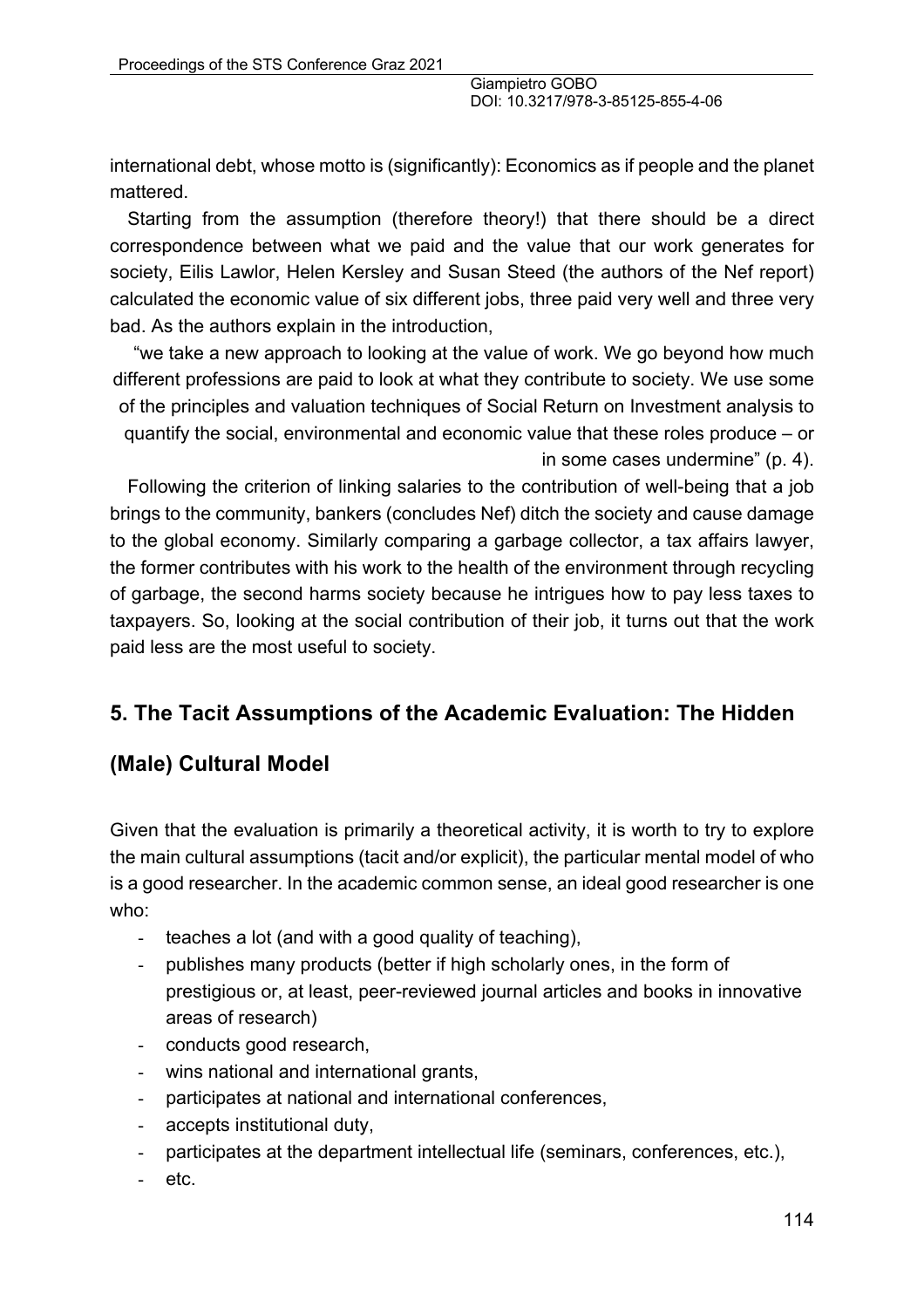international debt, whose motto is (significantly): Economics as if people and the planet mattered.

Starting from the assumption (therefore theory!) that there should be a direct correspondence between what we paid and the value that our work generates for society, Eilis Lawlor, Helen Kersley and Susan Steed (the authors of the Nef report) calculated the economic value of six different jobs, three paid very well and three very bad. As the authors explain in the introduction,

> "we take a new approach to looking at the value of work. We go beyond how much different professions are paid to look at what they contribute to society. We use some of the principles and valuation techniques of Social Return on Investment analysis to quantify the social, environmental and economic value that these roles produce – or in some cases undermine" (p. 4).

Following the criterion of linking salaries to the contribution of well-being that a job brings to the community, bankers (concludes Nef) ditch the society and cause damage to the global economy. Similarly comparing a garbage collector, a tax affairs lawyer, the former contributes with his work to the health of the environment through recycling of garbage, the second harms society because he intrigues how to pay less taxes to taxpayers. So, looking at the social contribution of their job, it turns out that the work paid less are the most useful to society.

## 5. The Tacit Assumptions of the Academic Evaluation: The Hidden (Male) Cultural Model

Given that the evaluation is primarily a theoretical activity, it is worth to try to explore the main cultural assumptions (tacit and/or explicit), the particular mental model of who is a good researcher. In the academic common sense, an ideal good researcher is one who:

- teaches a lot (and with a good quality of teaching),
- publishes many products (better if high scholarly ones, in the form of prestigious or, at least, peer-reviewed journal articles and books in innovative areas of research)
- conducts good research,
- wins national and international grants,
- participates at national and international conferences,
- accepts institutional duty,
- participates at the department intellectual life (seminars, conferences, etc.),
- etc.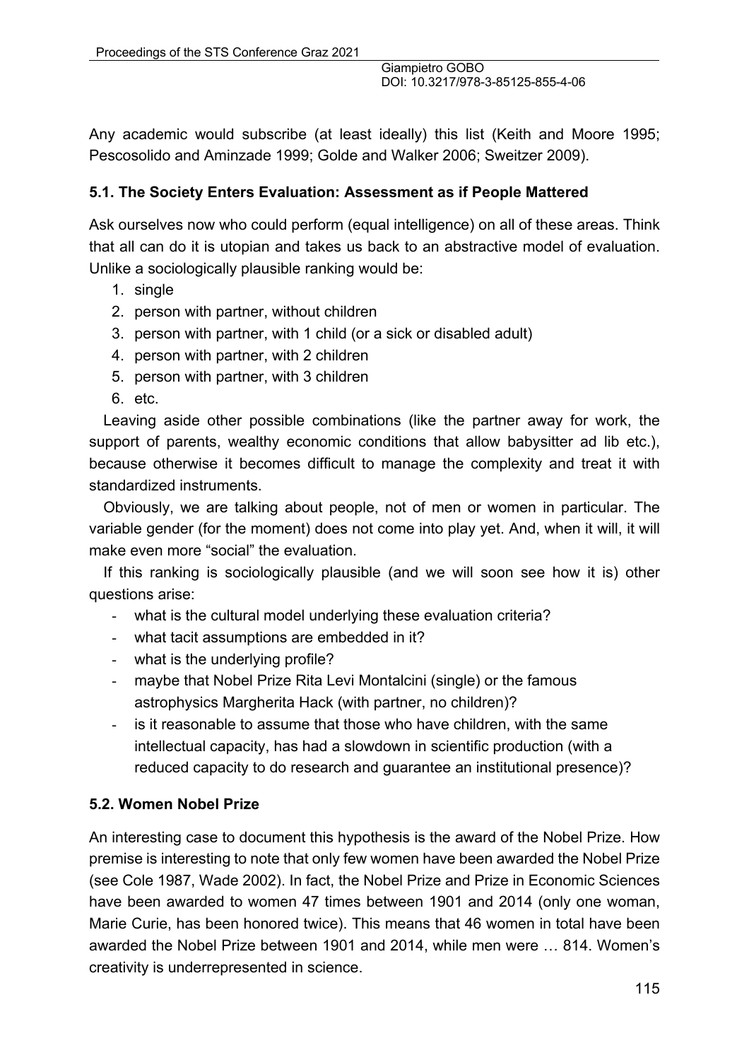Any academic would subscribe (at least ideally) this list (Keith and Moore 1995; Pescosolido and Aminzade 1999; Golde and Walker 2006; Sweitzer 2009).

### 5.1. The Society Enters Evaluation: Assessment as if People Mattered

Ask ourselves now who could perform (equal intelligence) on all of these areas. Think that all can do it is utopian and takes us back to an abstractive model of evaluation. Unlike a sociologically plausible ranking would be:

1. single
2. person with partner, without children
3. person with partner, with 1 child (or a sick or disabled adult)
4. person with partner, with 2 children
5. person with partner, with 3 children
6. etc.

Leaving aside other possible combinations (like the partner away for work, the support of parents, wealthy economic conditions that allow babysitter ad lib etc.), because otherwise it becomes difficult to manage the complexity and treat it with standardized instruments.

Obviously, we are talking about people, not of men or women in particular. The variable gender (for the moment) does not come into play yet. And, when it will, it will make even more "social" the evaluation.

If this ranking is sociologically plausible (and we will soon see how it is) other questions arise:

- what is the cultural model underlying these evaluation criteria?
- what tacit assumptions are embedded in it?
- what is the underlying profile?
- maybe that Nobel Prize Rita Levi Montalcini (single) or the famous astrophysics Margherita Hack (with partner, no children)?
- is it reasonable to assume that those who have children, with the same intellectual capacity, has had a slowdown in scientific production (with a reduced capacity to do research and guarantee an institutional presence)?

### 5.2. Women Nobel Prize

An interesting case to document this hypothesis is the award of the Nobel Prize. How premise is interesting to note that only few women have been awarded the Nobel Prize (see Cole 1987, Wade 2002). In fact, the Nobel Prize and Prize in Economic Sciences have been awarded to women 47 times between 1901 and 2014 (only one woman, Marie Curie, has been honored twice). This means that 46 women in total have been awarded the Nobel Prize between 1901 and 2014, while men were … 814. Women's creativity is underrepresented in science.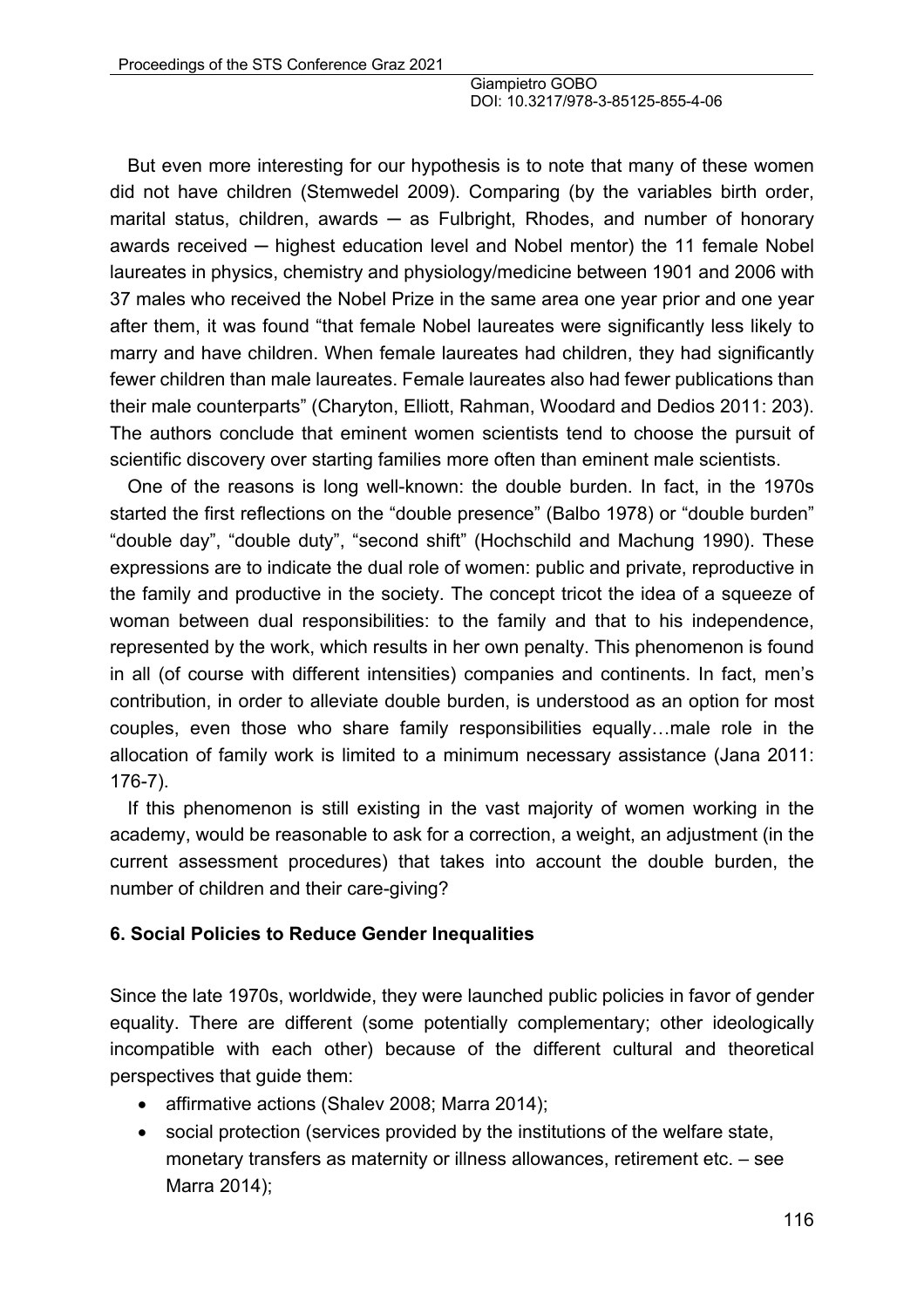But even more interesting for our hypothesis is to note that many of these women did not have children (Stemwedel 2009). Comparing (by the variables birth order, marital status, children, awards ─ as Fulbright, Rhodes, and number of honorary awards received ─ highest education level and Nobel mentor) the 11 female Nobel laureates in physics, chemistry and physiology/medicine between 1901 and 2006 with 37 males who received the Nobel Prize in the same area one year prior and one year after them, it was found "that female Nobel laureates were significantly less likely to marry and have children. When female laureates had children, they had significantly fewer children than male laureates. Female laureates also had fewer publications than their male counterparts" (Charyton, Elliott, Rahman, Woodard and Dedios 2011: 203). The authors conclude that eminent women scientists tend to choose the pursuit of scientific discovery over starting families more often than eminent male scientists.

One of the reasons is long well-known: the double burden. In fact, in the 1970s started the first reflections on the "double presence" (Balbo 1978) or "double burden" "double day", "double duty", "second shift" (Hochschild and Machung 1990). These expressions are to indicate the dual role of women: public and private, reproductive in the family and productive in the society. The concept tricot the idea of a squeeze of woman between dual responsibilities: to the family and that to his independence, represented by the work, which results in her own penalty. This phenomenon is found in all (of course with different intensities) companies and continents. In fact, men's contribution, in order to alleviate double burden, is understood as an option for most couples, even those who share family responsibilities equally…male role in the allocation of family work is limited to a minimum necessary assistance (Jana 2011: 176-7).

If this phenomenon is still existing in the vast majority of women working in the academy, would be reasonable to ask for a correction, a weight, an adjustment (in the current assessment procedures) that takes into account the double burden, the number of children and their care-giving?

### 6. Social Policies to Reduce Gender Inequalities

Since the late 1970s, worldwide, they were launched public policies in favor of gender equality. There are different (some potentially complementary; other ideologically incompatible with each other) because of the different cultural and theoretical perspectives that guide them:

- affirmative actions (Shalev 2008; Marra 2014);
- social protection (services provided by the institutions of the welfare state, monetary transfers as maternity or illness allowances, retirement etc. – see Marra 2014);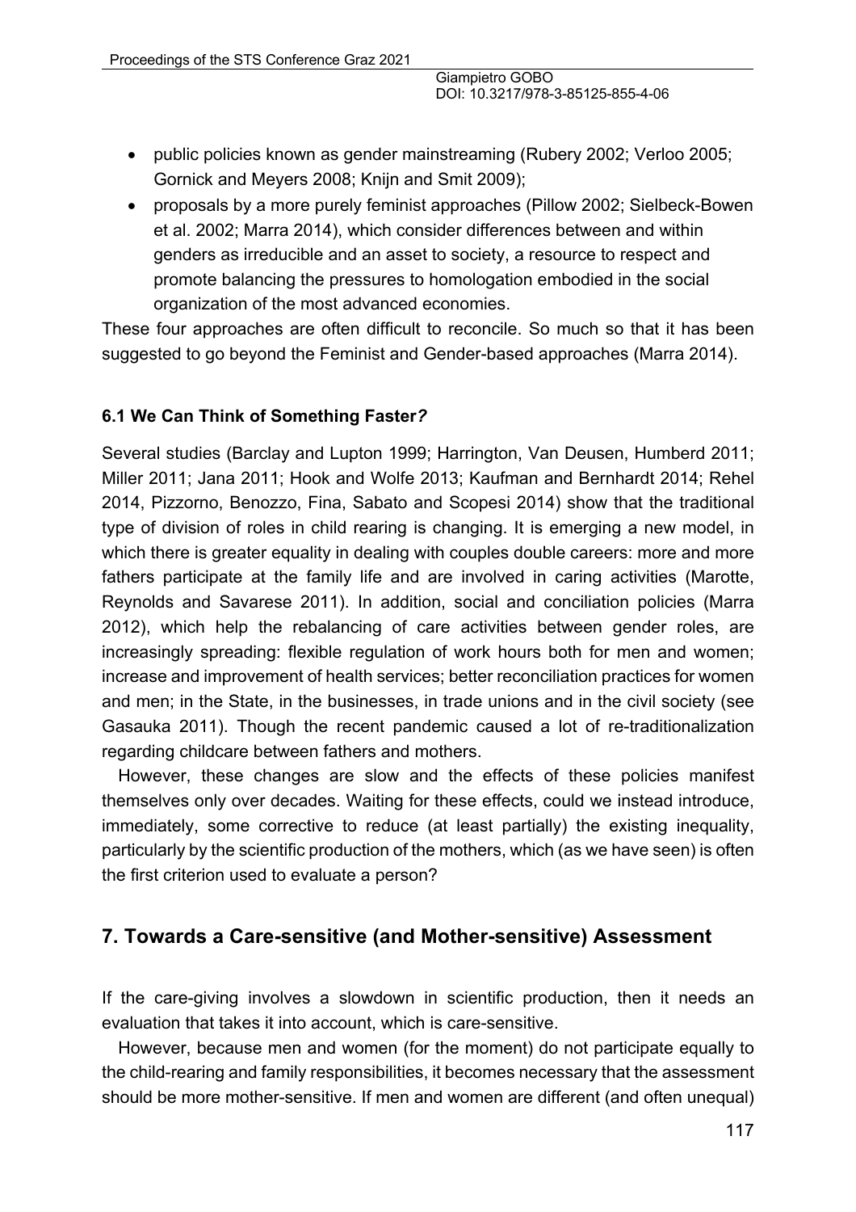- public policies known as gender mainstreaming (Rubery 2002; Verloo 2005; Gornick and Meyers 2008; Knijn and Smit 2009);
- proposals by a more purely feminist approaches (Pillow 2002; Sielbeck-Bowen et al. 2002; Marra 2014), which consider differences between and within genders as irreducible and an asset to society, a resource to respect and promote balancing the pressures to homologation embodied in the social organization of the most advanced economies.

These four approaches are often difficult to reconcile. So much so that it has been suggested to go beyond the Feminist and Gender-based approaches (Marra 2014).

### 6.1 We Can Think of Something Faster?

Several studies (Barclay and Lupton 1999; Harrington, Van Deusen, Humberd 2011; Miller 2011; Jana 2011; Hook and Wolfe 2013; Kaufman and Bernhardt 2014; Rehel 2014, Pizzorno, Benozzo, Fina, Sabato and Scopesi 2014) show that the traditional type of division of roles in child rearing is changing. It is emerging a new model, in which there is greater equality in dealing with couples double careers: more and more fathers participate at the family life and are involved in caring activities (Marotte, Reynolds and Savarese 2011). In addition, social and conciliation policies (Marra 2012), which help the rebalancing of care activities between gender roles, are increasingly spreading: flexible regulation of work hours both for men and women; increase and improvement of health services; better reconciliation practices for women and men; in the State, in the businesses, in trade unions and in the civil society (see Gasauka 2011). Though the recent pandemic caused a lot of re-traditionalization regarding childcare between fathers and mothers.

However, these changes are slow and the effects of these policies manifest themselves only over decades. Waiting for these effects, could we instead introduce, immediately, some corrective to reduce (at least partially) the existing inequality, particularly by the scientific production of the mothers, which (as we have seen) is often the first criterion used to evaluate a person?

## 7. Towards a Care-sensitive (and Mother-sensitive) Assessment

If the care-giving involves a slowdown in scientific production, then it needs an evaluation that takes it into account, which is care-sensitive.

However, because men and women (for the moment) do not participate equally to the child-rearing and family responsibilities, it becomes necessary that the assessment should be more mother-sensitive. If men and women are different (and often unequal)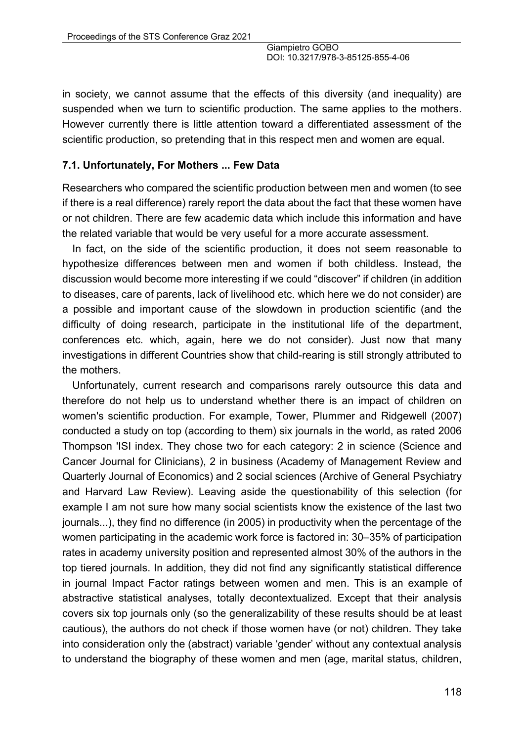in society, we cannot assume that the effects of this diversity (and inequality) are suspended when we turn to scientific production. The same applies to the mothers. However currently there is little attention toward a differentiated assessment of the scientific production, so pretending that in this respect men and women are equal.

### 7.1. Unfortunately, For Mothers ... Few Data

Researchers who compared the scientific production between men and women (to see if there is a real difference) rarely report the data about the fact that these women have or not children. There are few academic data which include this information and have the related variable that would be very useful for a more accurate assessment.

In fact, on the side of the scientific production, it does not seem reasonable to hypothesize differences between men and women if both childless. Instead, the discussion would become more interesting if we could "discover" if children (in addition to diseases, care of parents, lack of livelihood etc. which here we do not consider) are a possible and important cause of the slowdown in production scientific (and the difficulty of doing research, participate in the institutional life of the department, conferences etc. which, again, here we do not consider). Just now that many investigations in different Countries show that child-rearing is still strongly attributed to the mothers.

Unfortunately, current research and comparisons rarely outsource this data and therefore do not help us to understand whether there is an impact of children on women's scientific production. For example, Tower, Plummer and Ridgewell (2007) conducted a study on top (according to them) six journals in the world, as rated 2006 Thompson 'ISI index. They chose two for each category: 2 in science (Science and Cancer Journal for Clinicians), 2 in business (Academy of Management Review and Quarterly Journal of Economics) and 2 social sciences (Archive of General Psychiatry and Harvard Law Review). Leaving aside the questionability of this selection (for example I am not sure how many social scientists know the existence of the last two journals...), they find no difference (in 2005) in productivity when the percentage of the women participating in the academic work force is factored in: 30–35% of participation rates in academy university position and represented almost 30% of the authors in the top tiered journals. In addition, they did not find any significantly statistical difference in journal Impact Factor ratings between women and men. This is an example of abstractive statistical analyses, totally decontextualized. Except that their analysis covers six top journals only (so the generalizability of these results should be at least cautious), the authors do not check if those women have (or not) children. They take into consideration only the (abstract) variable 'gender' without any contextual analysis to understand the biography of these women and men (age, marital status, children,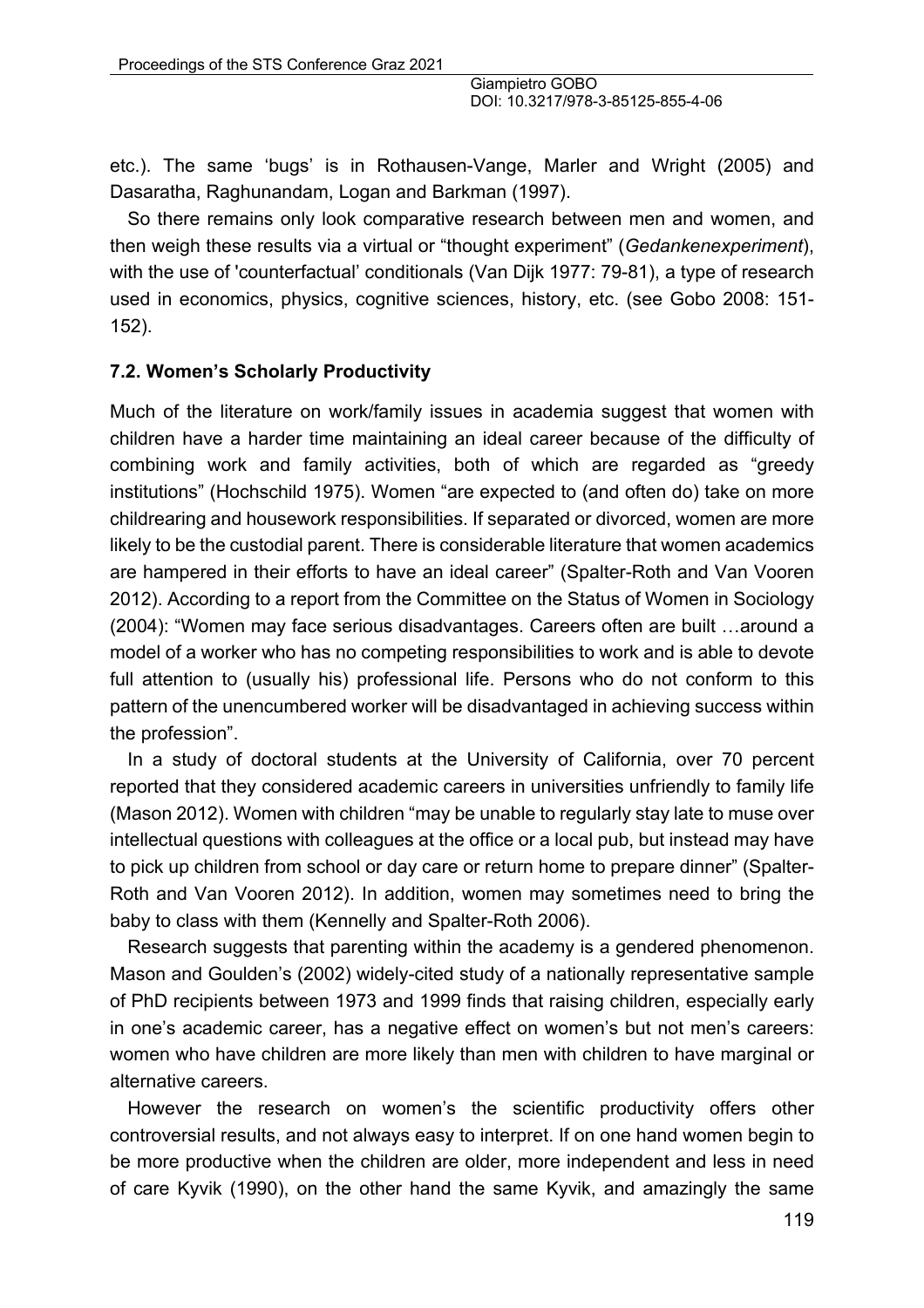etc.). The same 'bugs' is in Rothausen-Vange, Marler and Wright (2005) and Dasaratha, Raghunandam, Logan and Barkman (1997).

So there remains only look comparative research between men and women, and then weigh these results via a virtual or "thought experiment" (*Gedankenexperiment*), with the use of 'counterfactual' conditionals (Van Dijk 1977: 79-81), a type of research used in economics, physics, cognitive sciences, history, etc. (see Gobo 2008: 151-152).

### 7.2. Women's Scholarly Productivity

Much of the literature on work/family issues in academia suggest that women with children have a harder time maintaining an ideal career because of the difficulty of combining work and family activities, both of which are regarded as "greedy institutions" (Hochschild 1975). Women "are expected to (and often do) take on more childrearing and housework responsibilities. If separated or divorced, women are more likely to be the custodial parent. There is considerable literature that women academics are hampered in their efforts to have an ideal career" (Spalter-Roth and Van Vooren 2012). According to a report from the Committee on the Status of Women in Sociology (2004): "Women may face serious disadvantages. Careers often are built …around a model of a worker who has no competing responsibilities to work and is able to devote full attention to (usually his) professional life. Persons who do not conform to this pattern of the unencumbered worker will be disadvantaged in achieving success within the profession".

In a study of doctoral students at the University of California, over 70 percent reported that they considered academic careers in universities unfriendly to family life (Mason 2012). Women with children "may be unable to regularly stay late to muse over intellectual questions with colleagues at the office or a local pub, but instead may have to pick up children from school or day care or return home to prepare dinner" (Spalter-Roth and Van Vooren 2012). In addition, women may sometimes need to bring the baby to class with them (Kennelly and Spalter-Roth 2006).

Research suggests that parenting within the academy is a gendered phenomenon. Mason and Goulden's (2002) widely-cited study of a nationally representative sample of PhD recipients between 1973 and 1999 finds that raising children, especially early in one's academic career, has a negative effect on women's but not men's careers: women who have children are more likely than men with children to have marginal or alternative careers.

However the research on women's the scientific productivity offers other controversial results, and not always easy to interpret. If on one hand women begin to be more productive when the children are older, more independent and less in need of care Kyvik (1990), on the other hand the same Kyvik, and amazingly the same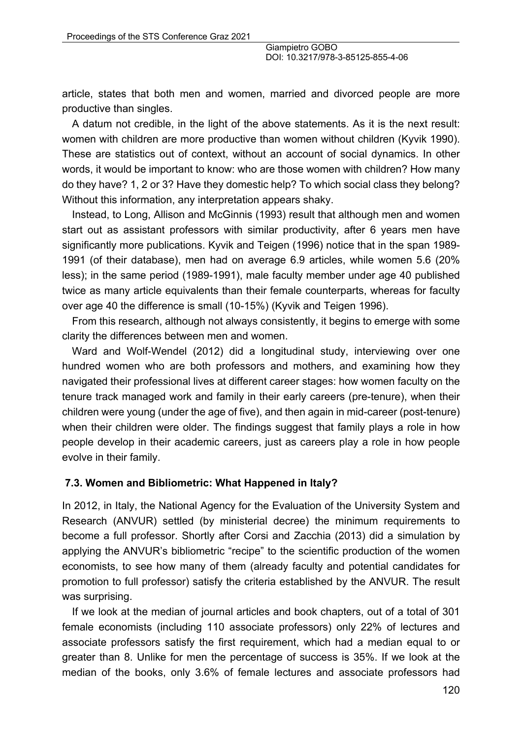article, states that both men and women, married and divorced people are more productive than singles.

A datum not credible, in the light of the above statements. As it is the next result: women with children are more productive than women without children (Kyvik 1990). These are statistics out of context, without an account of social dynamics. In other words, it would be important to know: who are those women with children? How many do they have? 1, 2 or 3? Have they domestic help? To which social class they belong? Without this information, any interpretation appears shaky.

Instead, to Long, Allison and McGinnis (1993) result that although men and women start out as assistant professors with similar productivity, after 6 years men have significantly more publications. Kyvik and Teigen (1996) notice that in the span 1989-1991 (of their database), men had on average 6.9 articles, while women 5.6 (20% less); in the same period (1989-1991), male faculty member under age 40 published twice as many article equivalents than their female counterparts, whereas for faculty over age 40 the difference is small (10-15%) (Kyvik and Teigen 1996).

From this research, although not always consistently, it begins to emerge with some clarity the differences between men and women.

Ward and Wolf-Wendel (2012) did a longitudinal study, interviewing over one hundred women who are both professors and mothers, and examining how they navigated their professional lives at different career stages: how women faculty on the tenure track managed work and family in their early careers (pre-tenure), when their children were young (under the age of five), and then again in mid-career (post-tenure) when their children were older. The findings suggest that family plays a role in how people develop in their academic careers, just as careers play a role in how people evolve in their family.

### 7.3. Women and Bibliometric: What Happened in Italy?

In 2012, in Italy, the National Agency for the Evaluation of the University System and Research (ANVUR) settled (by ministerial decree) the minimum requirements to become a full professor. Shortly after Corsi and Zacchia (2013) did a simulation by applying the ANVUR's bibliometric "recipe" to the scientific production of the women economists, to see how many of them (already faculty and potential candidates for promotion to full professor) satisfy the criteria established by the ANVUR. The result was surprising.

If we look at the median of journal articles and book chapters, out of a total of 301 female economists (including 110 associate professors) only 22% of lectures and associate professors satisfy the first requirement, which had a median equal to or greater than 8. Unlike for men the percentage of success is 35%. If we look at the median of the books, only 3.6% of female lectures and associate professors had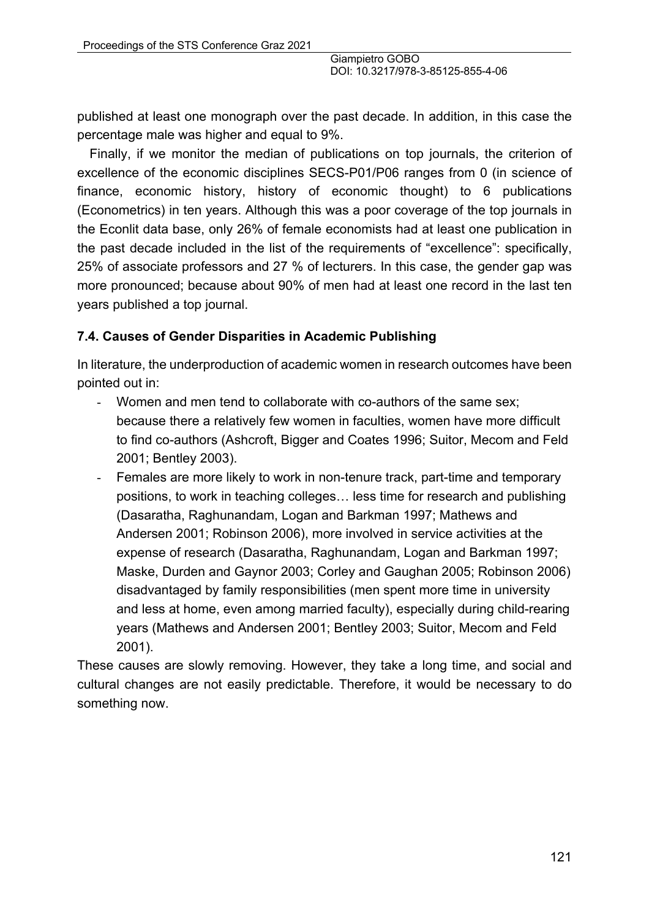published at least one monograph over the past decade. In addition, in this case the percentage male was higher and equal to 9%.

Finally, if we monitor the median of publications on top journals, the criterion of excellence of the economic disciplines SECS-P01/P06 ranges from 0 (in science of finance, economic history, history of economic thought) to 6 publications (Econometrics) in ten years. Although this was a poor coverage of the top journals in the Econlit data base, only 26% of female economists had at least one publication in the past decade included in the list of the requirements of "excellence": specifically, 25% of associate professors and 27 % of lecturers. In this case, the gender gap was more pronounced; because about 90% of men had at least one record in the last ten years published a top journal.

### 7.4. Causes of Gender Disparities in Academic Publishing

In literature, the underproduction of academic women in research outcomes have been pointed out in:

- Women and men tend to collaborate with co-authors of the same sex; because there a relatively few women in faculties, women have more difficult to find co-authors (Ashcroft, Bigger and Coates 1996; Suitor, Mecom and Feld 2001; Bentley 2003).
- Females are more likely to work in non-tenure track, part-time and temporary positions, to work in teaching colleges… less time for research and publishing (Dasaratha, Raghunandam, Logan and Barkman 1997; Mathews and Andersen 2001; Robinson 2006), more involved in service activities at the expense of research (Dasaratha, Raghunandam, Logan and Barkman 1997; Maske, Durden and Gaynor 2003; Corley and Gaughan 2005; Robinson 2006) disadvantaged by family responsibilities (men spent more time in university and less at home, even among married faculty), especially during child-rearing years (Mathews and Andersen 2001; Bentley 2003; Suitor, Mecom and Feld 2001).

These causes are slowly removing. However, they take a long time, and social and cultural changes are not easily predictable. Therefore, it would be necessary to do something now.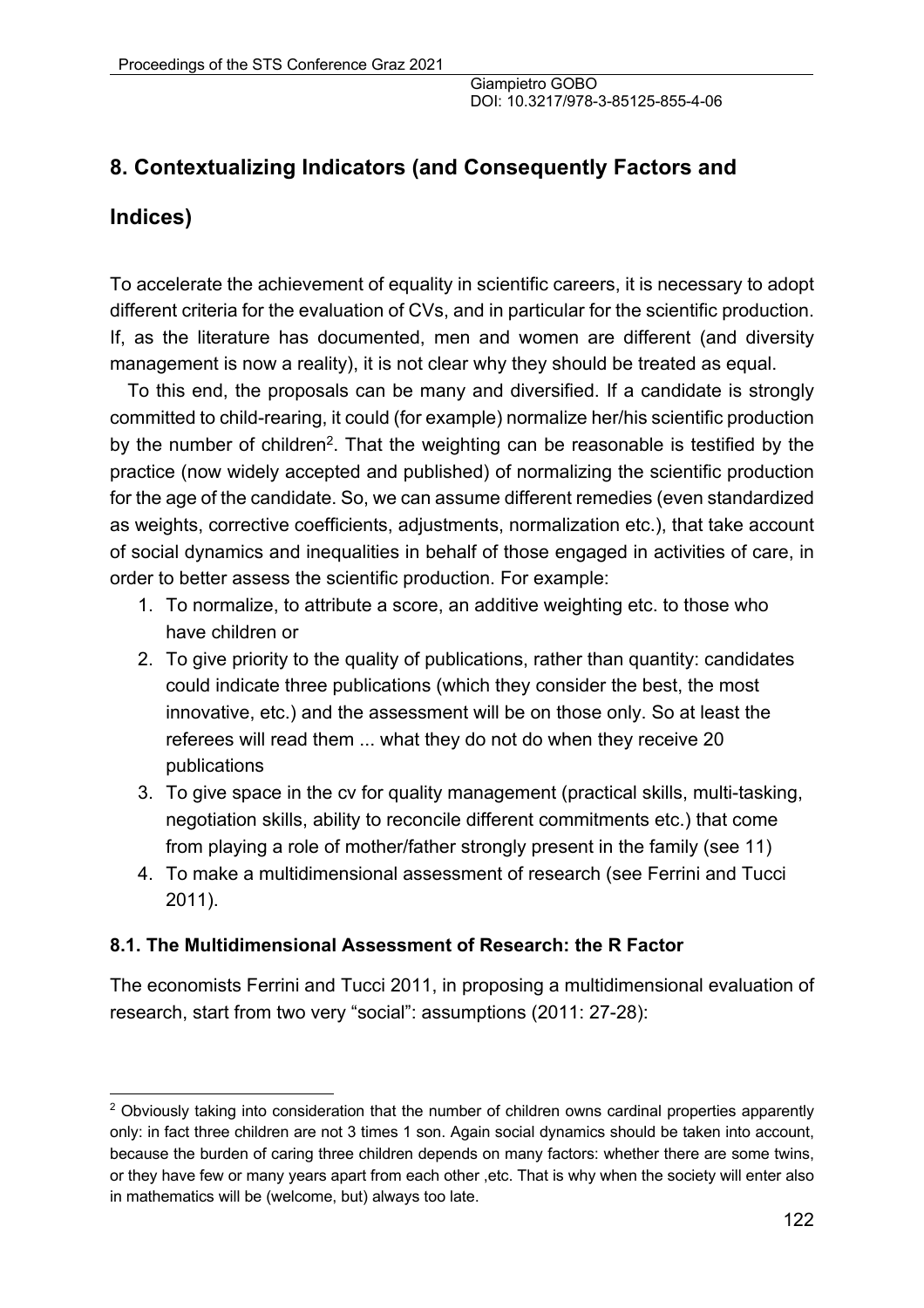## 8. Contextualizing Indicators (and Consequently Factors and Indices)

To accelerate the achievement of equality in scientific careers, it is necessary to adopt different criteria for the evaluation of CVs, and in particular for the scientific production. If, as the literature has documented, men and women are different (and diversity management is now a reality), it is not clear why they should be treated as equal.

To this end, the proposals can be many and diversified. If a candidate is strongly committed to child-rearing, it could (for example) normalize her/his scientific production by the number of children[2]. That the weighting can be reasonable is testified by the practice (now widely accepted and published) of normalizing the scientific production for the age of the candidate. So, we can assume different remedies (even standardized as weights, corrective coefficients, adjustments, normalization etc.), that take account of social dynamics and inequalities in behalf of those engaged in activities of care, in order to better assess the scientific production. For example:

1. To normalize, to attribute a score, an additive weighting etc. to those who have children or
2. To give priority to the quality of publications, rather than quantity: candidates could indicate three publications (which they consider the best, the most innovative, etc.) and the assessment will be on those only. So at least the referees will read them ... what they do not do when they receive 20 publications
3. To give space in the cv for quality management (practical skills, multi-tasking, negotiation skills, ability to reconcile different commitments etc.) that come from playing a role of mother/father strongly present in the family (see 11)
4. To make a multidimensional assessment of research (see Ferrini and Tucci 2011).

### 8.1. The Multidimensional Assessment of Research: the R Factor

The economists Ferrini and Tucci 2011, in proposing a multidimensional evaluation of research, start from two very “social”: assumptions (2011: 27-28):

[2] Obviously taking into consideration that the number of children owns cardinal properties apparently only: in fact three children are not 3 times 1 son. Again social dynamics should be taken into account, because the burden of caring three children depends on many factors: whether there are some twins, or they have few or many years apart from each other ,etc. That is why when the society will enter also in mathematics will be (welcome, but) always too late.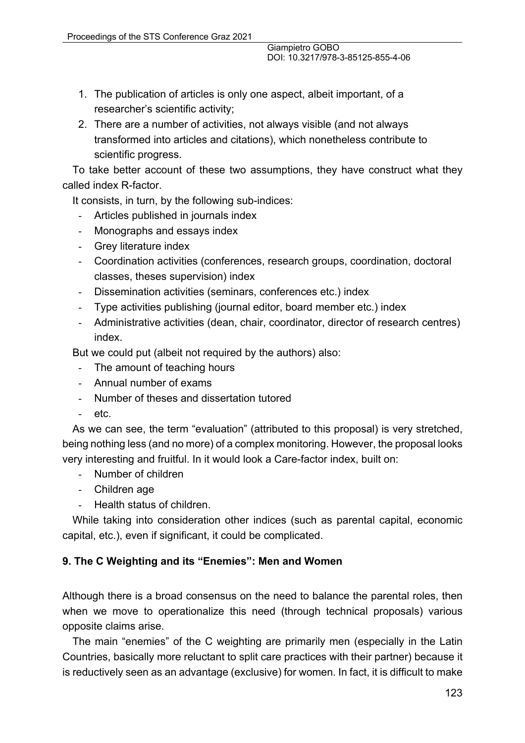1. The publication of articles is only one aspect, albeit important, of a researcher's scientific activity;
2. There are a number of activities, not always visible (and not always transformed into articles and citations), which nonetheless contribute to scientific progress.

To take better account of these two assumptions, they have construct what they called index R-factor.

It consists, in turn, by the following sub-indices:

- Articles published in journals index
- Monographs and essays index
- Grey literature index
- Coordination activities (conferences, research groups, coordination, doctoral classes, theses supervision) index
- Dissemination activities (seminars, conferences etc.) index
- Type activities publishing (journal editor, board member etc.) index
- Administrative activities (dean, chair, coordinator, director of research centres) index.

But we could put (albeit not required by the authors) also:

- The amount of teaching hours
- Annual number of exams
- Number of theses and dissertation tutored
- etc.

As we can see, the term "evaluation" (attributed to this proposal) is very stretched, being nothing less (and no more) of a complex monitoring. However, the proposal looks very interesting and fruitful. In it would look a Care-factor index, built on:

- Number of children
- Children age
- Health status of children.

While taking into consideration other indices (such as parental capital, economic capital, etc.), even if significant, it could be complicated.

## 9. The C Weighting and its "Enemies": Men and Women

Although there is a broad consensus on the need to balance the parental roles, then when we move to operationalize this need (through technical proposals) various opposite claims arise.

The main "enemies" of the C weighting are primarily men (especially in the Latin Countries, basically more reluctant to split care practices with their partner) because it is reductively seen as an advantage (exclusive) for women. In fact, it is difficult to make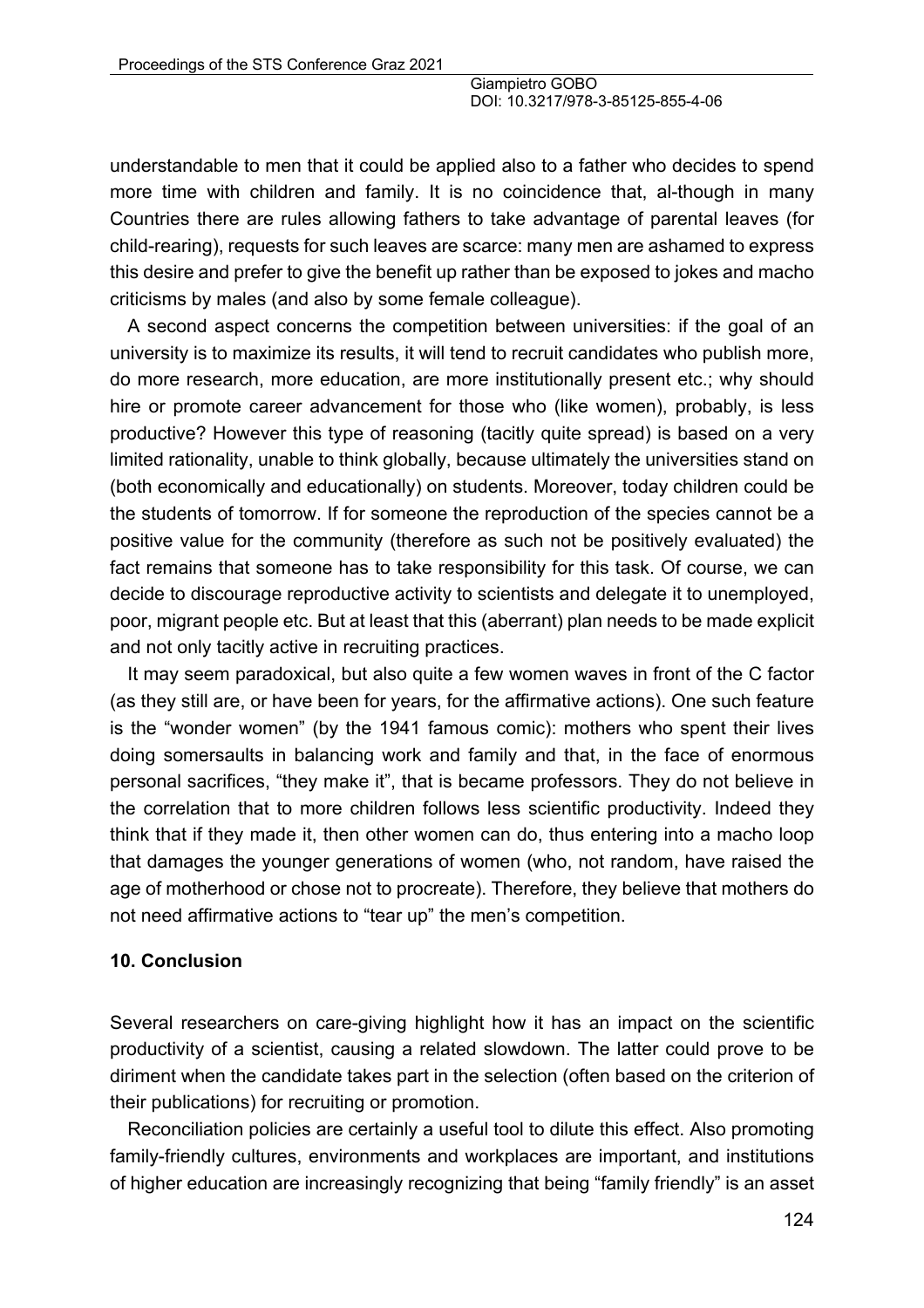understandable to men that it could be applied also to a father who decides to spend more time with children and family. It is no coincidence that, al-though in many Countries there are rules allowing fathers to take advantage of parental leaves (for child-rearing), requests for such leaves are scarce: many men are ashamed to express this desire and prefer to give the benefit up rather than be exposed to jokes and macho criticisms by males (and also by some female colleague).

A second aspect concerns the competition between universities: if the goal of an university is to maximize its results, it will tend to recruit candidates who publish more, do more research, more education, are more institutionally present etc.; why should hire or promote career advancement for those who (like women), probably, is less productive? However this type of reasoning (tacitly quite spread) is based on a very limited rationality, unable to think globally, because ultimately the universities stand on (both economically and educationally) on students. Moreover, today children could be the students of tomorrow. If for someone the reproduction of the species cannot be a positive value for the community (therefore as such not be positively evaluated) the fact remains that someone has to take responsibility for this task. Of course, we can decide to discourage reproductive activity to scientists and delegate it to unemployed, poor, migrant people etc. But at least that this (aberrant) plan needs to be made explicit and not only tacitly active in recruiting practices.

It may seem paradoxical, but also quite a few women waves in front of the C factor (as they still are, or have been for years, for the affirmative actions). One such feature is the "wonder women" (by the 1941 famous comic): mothers who spent their lives doing somersaults in balancing work and family and that, in the face of enormous personal sacrifices, "they make it", that is became professors. They do not believe in the correlation that to more children follows less scientific productivity. Indeed they think that if they made it, then other women can do, thus entering into a macho loop that damages the younger generations of women (who, not random, have raised the age of motherhood or chose not to procreate). Therefore, they believe that mothers do not need affirmative actions to "tear up" the men's competition.

## 10. Conclusion

Several researchers on care-giving highlight how it has an impact on the scientific productivity of a scientist, causing a related slowdown. The latter could prove to be diriment when the candidate takes part in the selection (often based on the criterion of their publications) for recruiting or promotion.

Reconciliation policies are certainly a useful tool to dilute this effect. Also promoting family-friendly cultures, environments and workplaces are important, and institutions of higher education are increasingly recognizing that being "family friendly" is an asset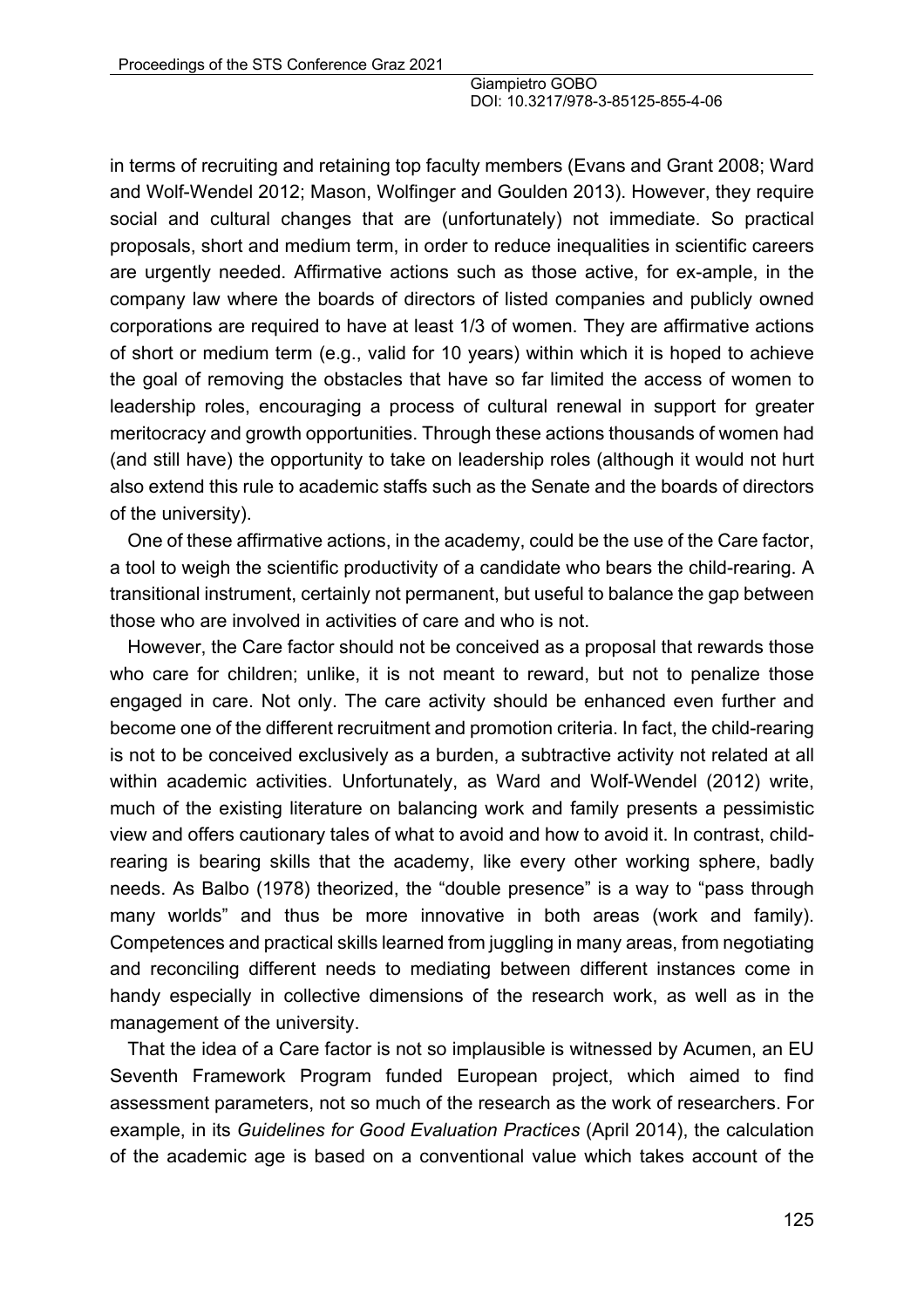in terms of recruiting and retaining top faculty members (Evans and Grant 2008; Ward and Wolf-Wendel 2012; Mason, Wolfinger and Goulden 2013). However, they require social and cultural changes that are (unfortunately) not immediate. So practical proposals, short and medium term, in order to reduce inequalities in scientific careers are urgently needed. Affirmative actions such as those active, for ex-ample, in the company law where the boards of directors of listed companies and publicly owned corporations are required to have at least 1/3 of women. They are affirmative actions of short or medium term (e.g., valid for 10 years) within which it is hoped to achieve the goal of removing the obstacles that have so far limited the access of women to leadership roles, encouraging a process of cultural renewal in support for greater meritocracy and growth opportunities. Through these actions thousands of women had (and still have) the opportunity to take on leadership roles (although it would not hurt also extend this rule to academic staffs such as the Senate and the boards of directors of the university).

One of these affirmative actions, in the academy, could be the use of the Care factor, a tool to weigh the scientific productivity of a candidate who bears the child-rearing. A transitional instrument, certainly not permanent, but useful to balance the gap between those who are involved in activities of care and who is not.

However, the Care factor should not be conceived as a proposal that rewards those who care for children; unlike, it is not meant to reward, but not to penalize those engaged in care. Not only. The care activity should be enhanced even further and become one of the different recruitment and promotion criteria. In fact, the child-rearing is not to be conceived exclusively as a burden, a subtractive activity not related at all within academic activities. Unfortunately, as Ward and Wolf-Wendel (2012) write, much of the existing literature on balancing work and family presents a pessimistic view and offers cautionary tales of what to avoid and how to avoid it. In contrast, child-rearing is bearing skills that the academy, like every other working sphere, badly needs. As Balbo (1978) theorized, the "double presence" is a way to "pass through many worlds" and thus be more innovative in both areas (work and family). Competences and practical skills learned from juggling in many areas, from negotiating and reconciling different needs to mediating between different instances come in handy especially in collective dimensions of the research work, as well as in the management of the university.

That the idea of a Care factor is not so implausible is witnessed by Acumen, an EU Seventh Framework Program funded European project, which aimed to find assessment parameters, not so much of the research as the work of researchers. For example, in its *Guidelines for Good Evaluation Practices* (April 2014), the calculation of the academic age is based on a conventional value which takes account of the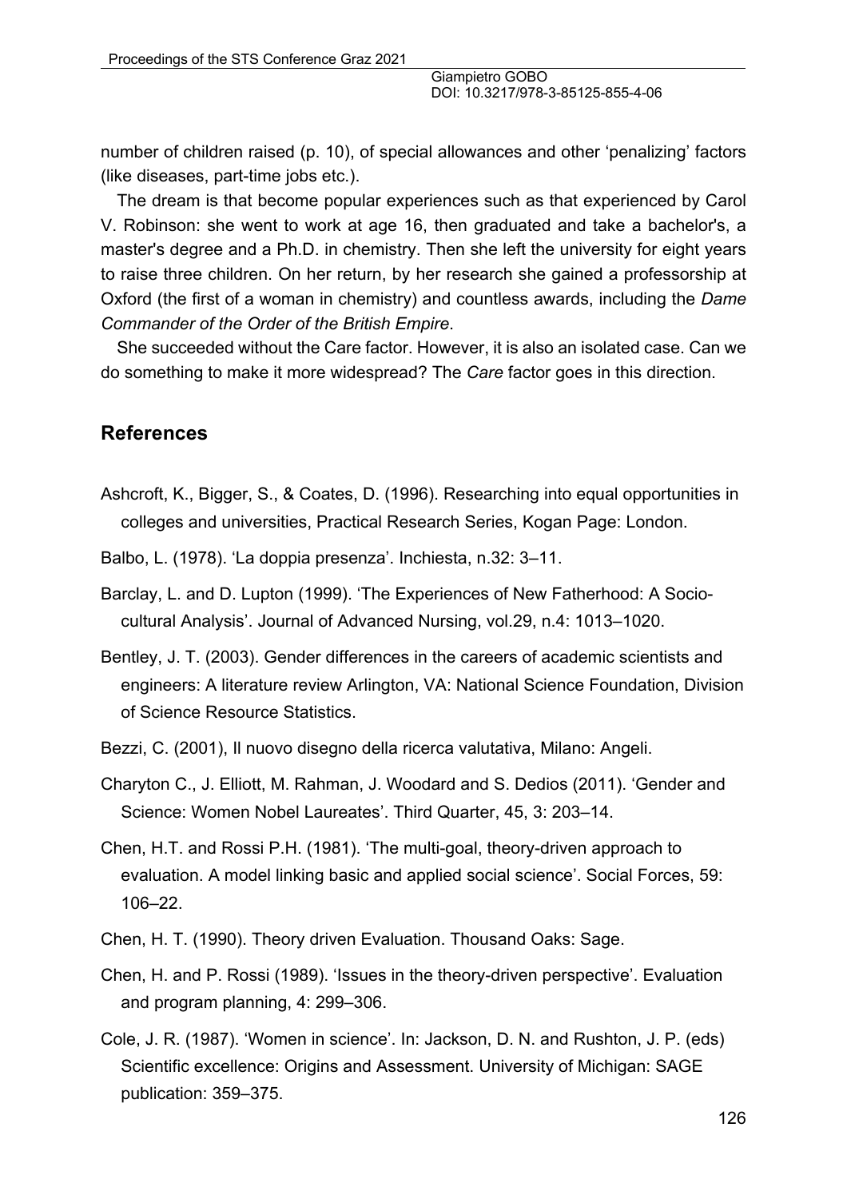number of children raised (p. 10), of special allowances and other 'penalizing' factors (like diseases, part-time jobs etc.).

The dream is that become popular experiences such as that experienced by Carol V. Robinson: she went to work at age 16, then graduated and take a bachelor's, a master's degree and a Ph.D. in chemistry. Then she left the university for eight years to raise three children. On her return, by her research she gained a professorship at Oxford (the first of a woman in chemistry) and countless awards, including the *Dame Commander of the Order of the British Empire*.

She succeeded without the Care factor. However, it is also an isolated case. Can we do something to make it more widespread? The *Care* factor goes in this direction.

## References

Ashcroft, K., Bigger, S., & Coates, D. (1996). Researching into equal opportunities in colleges and universities, Practical Research Series, Kogan Page: London.

Balbo, L. (1978). 'La doppia presenza'. Inchiesta, n.32: 3–11.

Barclay, L. and D. Lupton (1999). 'The Experiences of New Fatherhood: A Socio-cultural Analysis'. Journal of Advanced Nursing, vol.29, n.4: 1013–1020.

Bentley, J. T. (2003). Gender differences in the careers of academic scientists and engineers: A literature review Arlington, VA: National Science Foundation, Division of Science Resource Statistics.

Bezzi, C. (2001), Il nuovo disegno della ricerca valutativa, Milano: Angeli.

Charyton C., J. Elliott, M. Rahman, J. Woodard and S. Dedios (2011). 'Gender and Science: Women Nobel Laureates'. Third Quarter, 45, 3: 203–14.

Chen, H.T. and Rossi P.H. (1981). 'The multi-goal, theory-driven approach to evaluation. A model linking basic and applied social science'. Social Forces, 59: 106–22.

Chen, H. T. (1990). Theory driven Evaluation. Thousand Oaks: Sage.

Chen, H. and P. Rossi (1989). 'Issues in the theory-driven perspective'. Evaluation and program planning, 4: 299–306.

Cole, J. R. (1987). 'Women in science'. In: Jackson, D. N. and Rushton, J. P. (eds) Scientific excellence: Origins and Assessment. University of Michigan: SAGE publication: 359–375.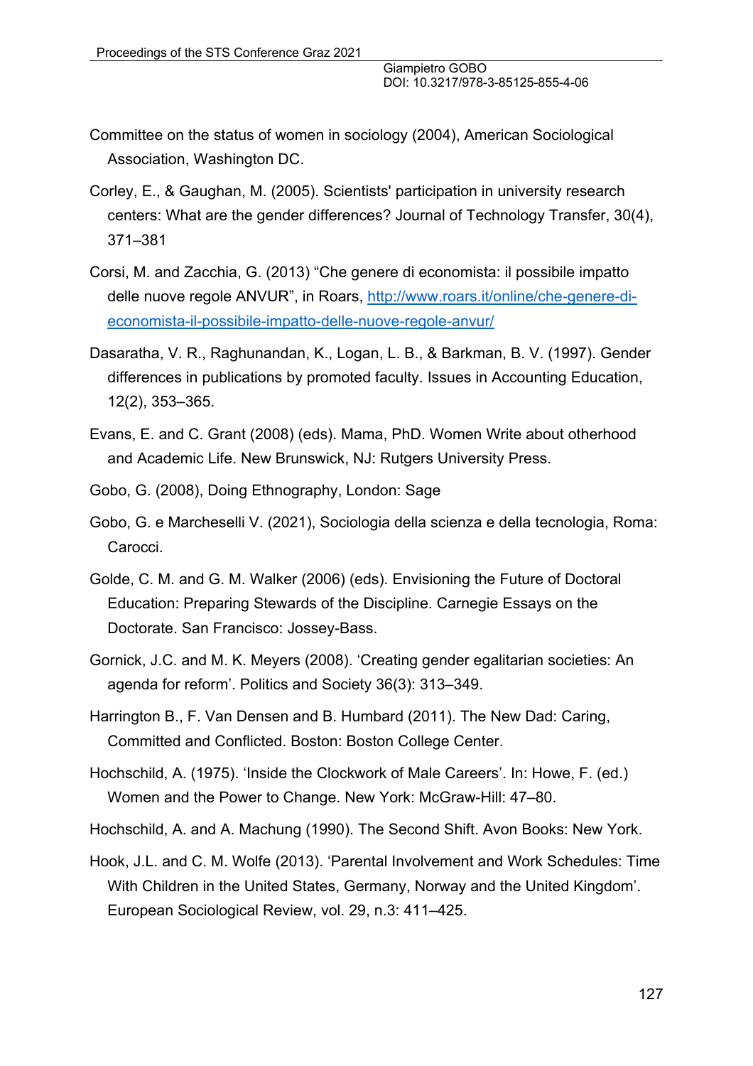Committee on the status of women in sociology (2004), American Sociological Association, Washington DC.

Corley, E., & Gaughan, M. (2005). Scientists' participation in university research centers: What are the gender differences? Journal of Technology Transfer, 30(4), 371–381

Corsi, M. and Zacchia, G. (2013) "Che genere di economista: il possibile impatto delle nuove regole ANVUR", in Roars, [http://www.roars.it/online/che-genere-di-economista-il-possibile-impatto-delle-nuove-regole-anvur/](http://www.roars.it/online/che-genere-di-economista-il-possibile-impatto-delle-nuove-regole-anvur/)

Dasaratha, V. R., Raghunandan, K., Logan, L. B., & Barkman, B. V. (1997). Gender differences in publications by promoted faculty. Issues in Accounting Education, 12(2), 353–365.

Evans, E. and C. Grant (2008) (eds). Mama, PhD. Women Write about otherhood and Academic Life. New Brunswick, NJ: Rutgers University Press.

Gobo, G. (2008), Doing Ethnography, London: Sage

Gobo, G. e Marcheselli V. (2021), Sociologia della scienza e della tecnologia, Roma: Carocci.

Golde, C. M. and G. M. Walker (2006) (eds). Envisioning the Future of Doctoral Education: Preparing Stewards of the Discipline. Carnegie Essays on the Doctorate. San Francisco: Jossey-Bass.

Gornick, J.C. and M. K. Meyers (2008). 'Creating gender egalitarian societies: An agenda for reform'. Politics and Society 36(3): 313–349.

Harrington B., F. Van Densen and B. Humbard (2011). The New Dad: Caring, Committed and Conflicted. Boston: Boston College Center.

Hochschild, A. (1975). 'Inside the Clockwork of Male Careers'. In: Howe, F. (ed.) Women and the Power to Change. New York: McGraw-Hill: 47–80.

Hochschild, A. and A. Machung (1990). The Second Shift. Avon Books: New York.

Hook, J.L. and C. M. Wolfe (2013). 'Parental Involvement and Work Schedules: Time With Children in the United States, Germany, Norway and the United Kingdom'. European Sociological Review, vol. 29, n.3: 411–425.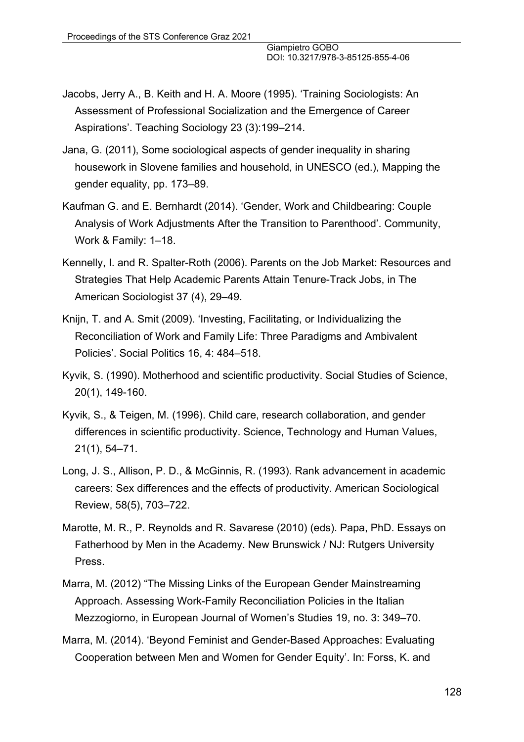Jacobs, Jerry A., B. Keith and H. A. Moore (1995). 'Training Sociologists: An Assessment of Professional Socialization and the Emergence of Career Aspirations'. Teaching Sociology 23 (3):199–214.

Jana, G. (2011), Some sociological aspects of gender inequality in sharing housework in Slovene families and household, in UNESCO (ed.), Mapping the gender equality, pp. 173–89.

Kaufman G. and E. Bernhardt (2014). 'Gender, Work and Childbearing: Couple Analysis of Work Adjustments After the Transition to Parenthood'. Community, Work & Family: 1–18.

Kennelly, I. and R. Spalter-Roth (2006). Parents on the Job Market: Resources and Strategies That Help Academic Parents Attain Tenure-Track Jobs, in The American Sociologist 37 (4), 29–49.

Knijn, T. and A. Smit (2009). 'Investing, Facilitating, or Individualizing the Reconciliation of Work and Family Life: Three Paradigms and Ambivalent Policies'. Social Politics 16, 4: 484–518.

Kyvik, S. (1990). Motherhood and scientific productivity. Social Studies of Science, 20(1), 149-160.

Kyvik, S., & Teigen, M. (1996). Child care, research collaboration, and gender differences in scientific productivity. Science, Technology and Human Values, 21(1), 54–71.

Long, J. S., Allison, P. D., & McGinnis, R. (1993). Rank advancement in academic careers: Sex differences and the effects of productivity. American Sociological Review, 58(5), 703–722.

Marotte, M. R., P. Reynolds and R. Savarese (2010) (eds). Papa, PhD. Essays on Fatherhood by Men in the Academy. New Brunswick / NJ: Rutgers University Press.

Marra, M. (2012) "The Missing Links of the European Gender Mainstreaming Approach. Assessing Work-Family Reconciliation Policies in the Italian Mezzogiorno, in European Journal of Women's Studies 19, no. 3: 349–70.

Marra, M. (2014). 'Beyond Feminist and Gender-Based Approaches: Evaluating Cooperation between Men and Women for Gender Equity'. In: Forss, K. and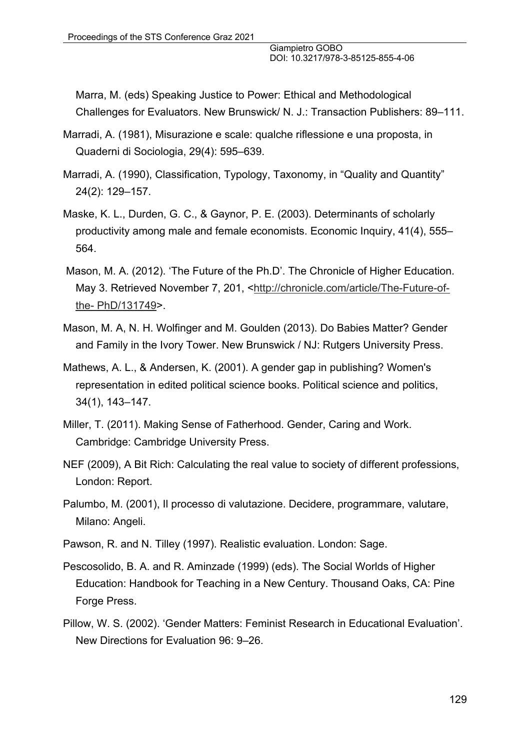Marra, M. (eds) Speaking Justice to Power: Ethical and Methodological Challenges for Evaluators. New Brunswick/ N. J.: Transaction Publishers: 89–111.

Marradi, A. (1981), Misurazione e scale: qualche riflessione e una proposta, in Quaderni di Sociologia, 29(4): 595–639.

Marradi, A. (1990), Classification, Typology, Taxonomy, in "Quality and Quantity" 24(2): 129–157.

Maske, K. L., Durden, G. C., & Gaynor, P. E. (2003). Determinants of scholarly productivity among male and female economists. Economic Inquiry, 41(4), 555–564.

Mason, M. A. (2012). 'The Future of the Ph.D'. The Chronicle of Higher Education. May 3. Retrieved November 7, 201, <http://chronicle.com/article/The-Future-of-the- PhD/131749>.

Mason, M. A, N. H. Wolfinger and M. Goulden (2013). Do Babies Matter? Gender and Family in the Ivory Tower. New Brunswick / NJ: Rutgers University Press.

Mathews, A. L., & Andersen, K. (2001). A gender gap in publishing? Women's representation in edited political science books. Political science and politics, 34(1), 143–147.

Miller, T. (2011). Making Sense of Fatherhood. Gender, Caring and Work. Cambridge: Cambridge University Press.

NEF (2009), A Bit Rich: Calculating the real value to society of different professions, London: Report.

Palumbo, M. (2001), Il processo di valutazione. Decidere, programmare, valutare, Milano: Angeli.

Pawson, R. and N. Tilley (1997). Realistic evaluation. London: Sage.

Pescosolido, B. A. and R. Aminzade (1999) (eds). The Social Worlds of Higher Education: Handbook for Teaching in a New Century. Thousand Oaks, CA: Pine Forge Press.

Pillow, W. S. (2002). 'Gender Matters: Feminist Research in Educational Evaluation'. New Directions for Evaluation 96: 9–26.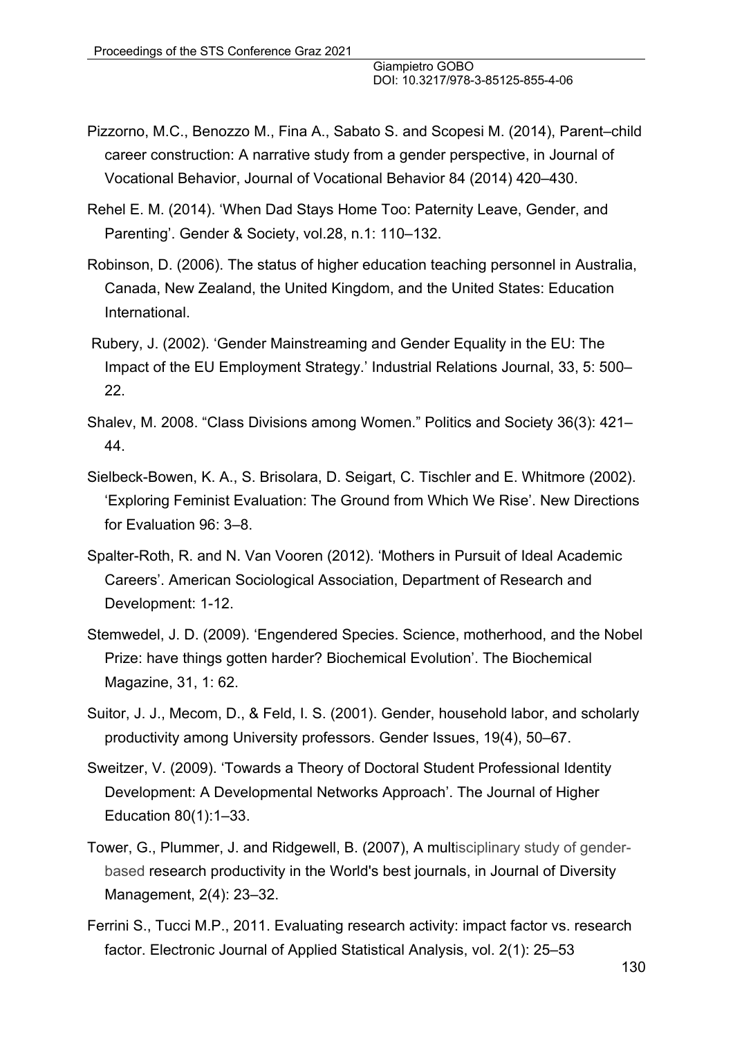Pizzorno, M.C., Benozzo M., Fina A., Sabato S. and Scopesi M. (2014), Parent–child career construction: A narrative study from a gender perspective, in Journal of Vocational Behavior, Journal of Vocational Behavior 84 (2014) 420–430.

Rehel E. M. (2014). 'When Dad Stays Home Too: Paternity Leave, Gender, and Parenting'. Gender & Society, vol.28, n.1: 110–132.

Robinson, D. (2006). The status of higher education teaching personnel in Australia, Canada, New Zealand, the United Kingdom, and the United States: Education International.

Rubery, J. (2002). 'Gender Mainstreaming and Gender Equality in the EU: The Impact of the EU Employment Strategy.' Industrial Relations Journal, 33, 5: 500–22.

Shalev, M. 2008. "Class Divisions among Women." Politics and Society 36(3): 421–44.

Sielbeck-Bowen, K. A., S. Brisolara, D. Seigart, C. Tischler and E. Whitmore (2002). 'Exploring Feminist Evaluation: The Ground from Which We Rise'. New Directions for Evaluation 96: 3–8.

Spalter-Roth, R. and N. Van Vooren (2012). 'Mothers in Pursuit of Ideal Academic Careers'. American Sociological Association, Department of Research and Development: 1-12.

Stemwedel, J. D. (2009). 'Engendered Species. Science, motherhood, and the Nobel Prize: have things gotten harder? Biochemical Evolution'. The Biochemical Magazine, 31, 1: 62.

Suitor, J. J., Mecom, D., & Feld, I. S. (2001). Gender, household labor, and scholarly productivity among University professors. Gender Issues, 19(4), 50–67.

Sweitzer, V. (2009). 'Towards a Theory of Doctoral Student Professional Identity Development: A Developmental Networks Approach'. The Journal of Higher Education 80(1):1–33.

Tower, G., Plummer, J. and Ridgewell, B. (2007), A multisciplinary study of gender-based research productivity in the World's best journals, in Journal of Diversity Management, 2(4): 23–32.

Ferrini S., Tucci M.P., 2011. Evaluating research activity: impact factor vs. research factor. Electronic Journal of Applied Statistical Analysis, vol. 2(1): 25–53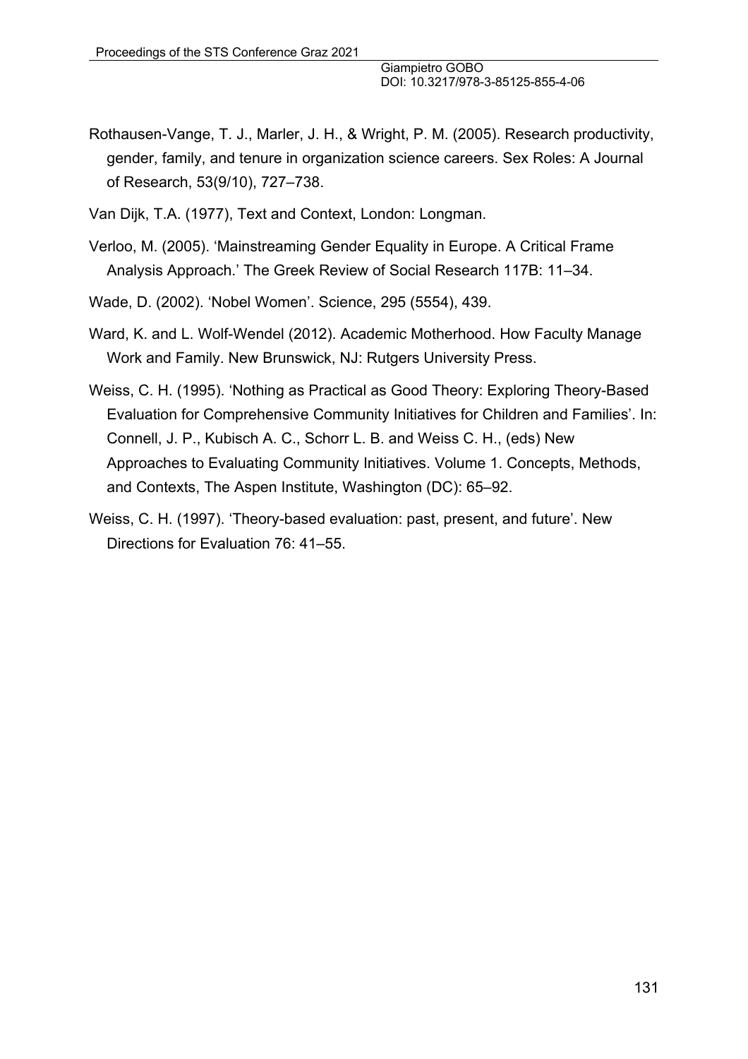Rothausen-Vange, T. J., Marler, J. H., & Wright, P. M. (2005). Research productivity, gender, family, and tenure in organization science careers. Sex Roles: A Journal of Research, 53(9/10), 727–738.

Van Dijk, T.A. (1977), Text and Context, London: Longman.

Verloo, M. (2005). 'Mainstreaming Gender Equality in Europe. A Critical Frame Analysis Approach.' The Greek Review of Social Research 117B: 11–34.

Wade, D. (2002). 'Nobel Women'. Science, 295 (5554), 439.

Ward, K. and L. Wolf-Wendel (2012). Academic Motherhood. How Faculty Manage Work and Family. New Brunswick, NJ: Rutgers University Press.

Weiss, C. H. (1995). 'Nothing as Practical as Good Theory: Exploring Theory-Based Evaluation for Comprehensive Community Initiatives for Children and Families'. In: Connell, J. P., Kubisch A. C., Schorr L. B. and Weiss C. H., (eds) New Approaches to Evaluating Community Initiatives. Volume 1. Concepts, Methods, and Contexts, The Aspen Institute, Washington (DC): 65–92.

Weiss, C. H. (1997). 'Theory-based evaluation: past, present, and future'. New Directions for Evaluation 76: 41–55.